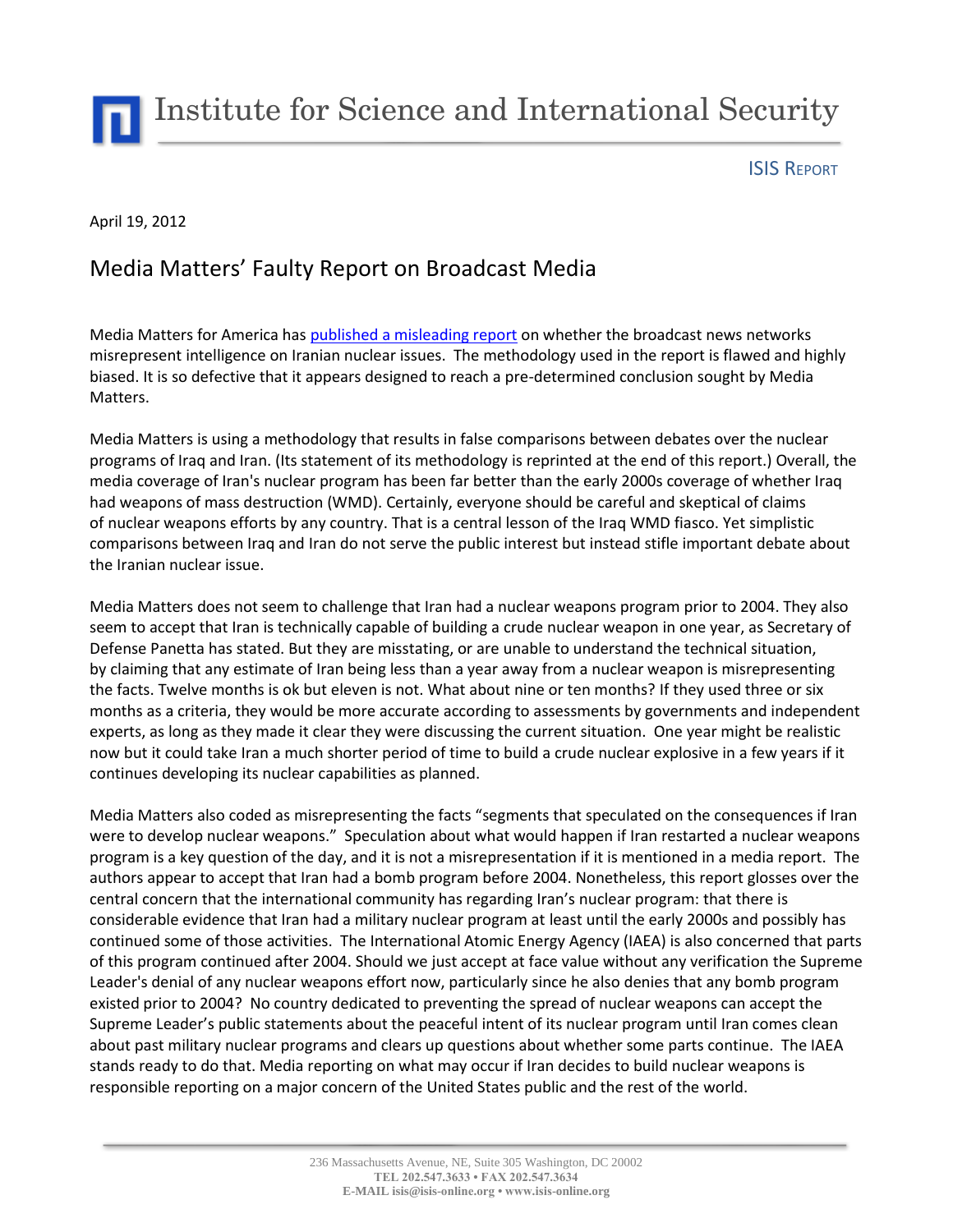# Institute for Science and International Security

ISIS REPORT

April 19, 2012

## Media Matters' Faulty Report on Broadcast Media

Media Matters for America has published a misleading report on whether the broadcast news networks misrepresent intelligence on Iranian nuclear issues. The methodology used in the report is flawed and highly biased. It is so defective that it appears designed to reach a pre-determined conclusion sought by Media Matters.

Media Matters is using a methodology that results in false comparisons between debates over the nuclear programs of Iraq and Iran. (Its statement of its methodology is reprinted at the end of this report.) Overall, the media coverage of Iran's nuclear program has been far better than the early 2000s coverage of whether Iraq had weapons of mass destruction (WMD). Certainly, everyone should be careful and skeptical of claims of nuclear weapons efforts by any country. That is a central lesson of the Iraq WMD fiasco. Yet simplistic comparisons between Iraq and Iran do not serve the public interest but instead stifle important debate about the Iranian nuclear issue.

Media Matters does not seem to challenge that Iran had a nuclear weapons program prior to 2004. They also seem to accept that Iran is technically capable of building a crude nuclear weapon in one year, as Secretary of Defense Panetta has stated. But they are misstating, or are unable to understand the technical situation, by claiming that any estimate of Iran being less than a year away from a nuclear weapon is misrepresenting the facts. Twelve months is ok but eleven is not. What about nine or ten months? If they used three or six months as a criteria, they would be more accurate according to assessments by governments and independent experts, as long as they made it clear they were discussing the current situation. One year might be realistic now but it could take Iran a much shorter period of time to build a crude nuclear explosive in a few years if it continues developing its nuclear capabilities as planned.

Media Matters also coded as misrepresenting the facts "segments that speculated on the consequences if Iran were to develop nuclear weapons." Speculation about what would happen if Iran restarted a nuclear weapons program is a key question of the day, and it is not a misrepresentation if it is mentioned in a media report. The authors appear to accept that Iran had a bomb program before 2004. Nonetheless, this report glosses over the central concern that the international community has regarding Iran's nuclear program: that there is considerable evidence that Iran had a military nuclear program at least until the early 2000s and possibly has continued some of those activities. The International Atomic Energy Agency (IAEA) is also concerned that parts of this program continued after 2004. Should we just accept at face value without any verification the Supreme Leader's denial of any nuclear weapons effort now, particularly since he also denies that any bomb program existed prior to 2004? No country dedicated to preventing the spread of nuclear weapons can accept the Supreme Leader's public statements about the peaceful intent of its nuclear program until Iran comes clean about past military nuclear programs and clears up questions about whether some parts continue. The IAEA stands ready to do that. Media reporting on what may occur if Iran decides to build nuclear weapons is responsible reporting on a major concern of the United States public and the rest of the world.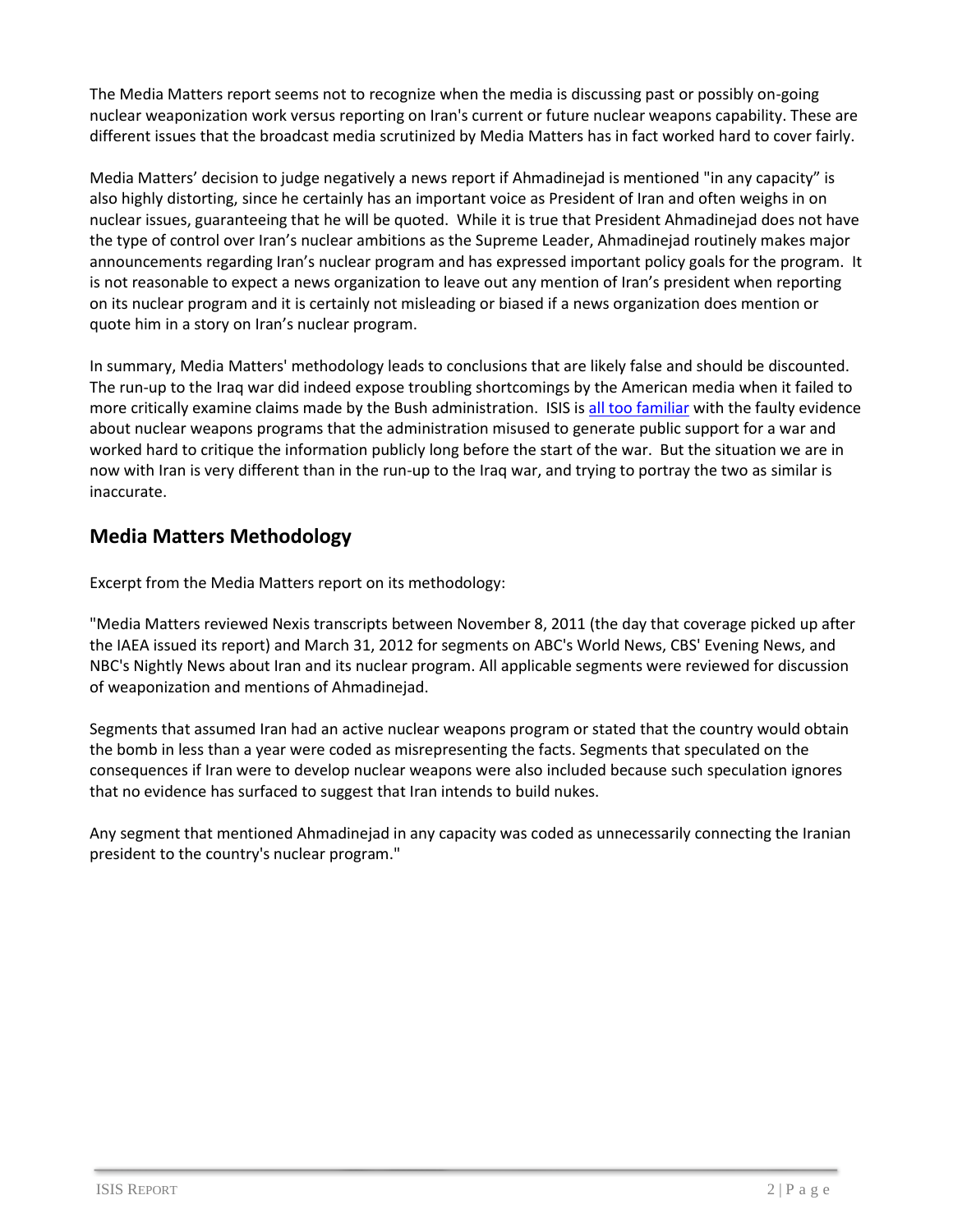The Media Matters report seems not to recognize when the media is discussing past or possibly on-going nuclear weaponization work versus reporting on Iran's current or future nuclear weapons capability. These are different issues that the broadcast media scrutinized by Media Matters has in fact worked hard to cover fairly.

Media Matters' decision to judge negatively a news report if Ahmadinejad is mentioned "in any capacity" is also highly distorting, since he certainly has an important voice as President of Iran and often weighs in on nuclear issues, guaranteeing that he will be quoted. While it is true that President Ahmadinejad does not have the type of control over Iran's nuclear ambitions as the Supreme Leader, Ahmadinejad routinely makes major announcements regarding Iran's nuclear program and has expressed important policy goals for the program. It is not reasonable to expect a news organization to leave out any mention of Iran's president when reporting on its nuclear program and it is certainly not misleading or biased if a news organization does mention or quote him in a story on Iran's nuclear program.

In summary, Media Matters' methodology leads to conclusions that are likely false and should be discounted. The run-up to the Iraq war did indeed expose troubling shortcomings by the American media when it failed to more critically examine claims made by the Bush administration. ISIS is [all too familiar](#) with the faulty evidence about nuclear weapons programs that the administration misused to generate public support for a war and worked hard to critique the information publicly long before the start of the war. But the situation we are in now with Iran is very different than in the run-up to the Iraq war, and trying to portray the two as similar is inaccurate.

## Media Matters Methodology

Excerpt from the Media Matters report on its methodology:

"Media Matters reviewed Nexis transcripts between November 8, 2011 (the day that coverage picked up after the IAEA issued its report) and March 31, 2012 for segments on ABC's World News, CBS' Evening News, and NBC's Nightly News about Iran and its nuclear program. All applicable segments were reviewed for discussion of weaponization and mentions of Ahmadinejad.

Segments that assumed Iran had an active nuclear weapons program or stated that the country would obtain the bomb in less than a year were coded as misrepresenting the facts. Segments that speculated on the consequences if Iran were to develop nuclear weapons were also included because such speculation ignores that no evidence has surfaced to suggest that Iran intends to build nukes.

Any segment that mentioned Ahmadinejad in any capacity was coded as unnecessarily connecting the Iranian president to the country's nuclear program."